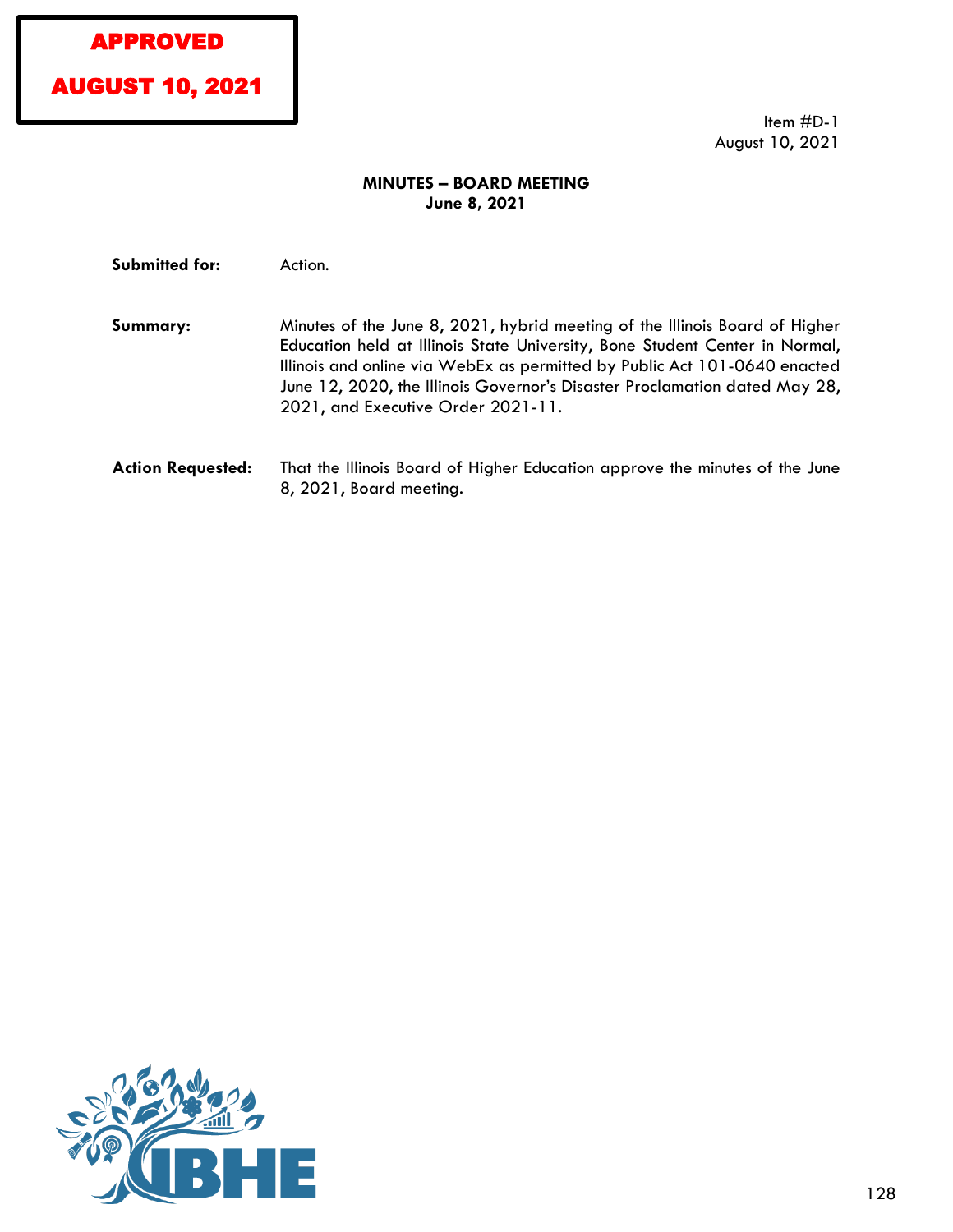**APPROVED**

**AUGUST 10, 2021**

Item #D-1
August 10, 2021

## MINUTES – BOARD MEETING
**June 8, 2021**

**Submitted for:** Action.

**Summary:** Minutes of the June 8, 2021, hybrid meeting of the Illinois Board of Higher Education held at Illinois State University, Bone Student Center in Normal, Illinois and online via WebEx as permitted by Public Act 101-0640 enacted June 12, 2020, the Illinois Governor's Disaster Proclamation dated May 28, 2021, and Executive Order 2021-11.

**Action Requested:** That the Illinois Board of Higher Education approve the minutes of the June 8, 2021, Board meeting.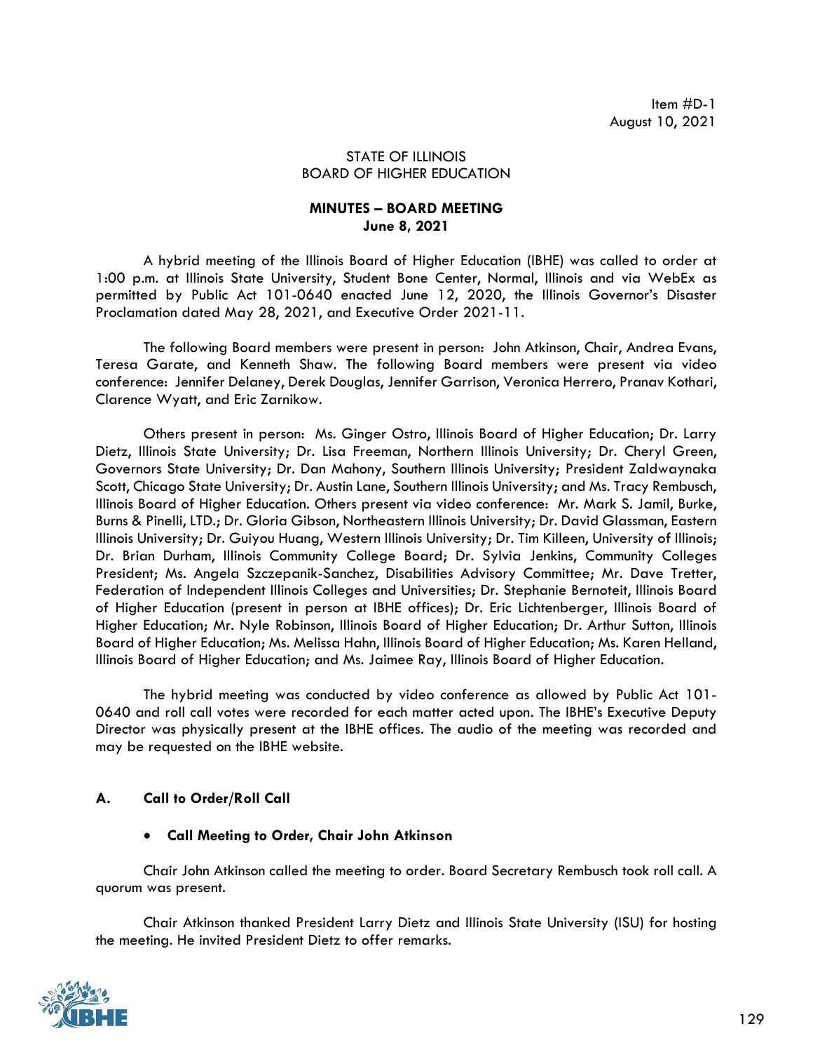Item #D-1
August 10, 2021

STATE OF ILLINOIS
BOARD OF HIGHER EDUCATION

**MINUTES – BOARD MEETING**
**June 8, 2021**

A hybrid meeting of the Illinois Board of Higher Education (IBHE) was called to order at 1:00 p.m. at Illinois State University, Student Bone Center, Normal, Illinois and via WebEx as permitted by Public Act 101-0640 enacted June 12, 2020, the Illinois Governor's Disaster Proclamation dated May 28, 2021, and Executive Order 2021-11.

The following Board members were present in person: John Atkinson, Chair, Andrea Evans, Teresa Garate, and Kenneth Shaw. The following Board members were present via video conference: Jennifer Delaney, Derek Douglas, Jennifer Garrison, Veronica Herrero, Pranav Kothari, Clarence Wyatt, and Eric Zarnikow.

Others present in person: Ms. Ginger Ostro, Illinois Board of Higher Education; Dr. Larry Dietz, Illinois State University; Dr. Lisa Freeman, Northern Illinois University; Dr. Cheryl Green, Governors State University; Dr. Dan Mahony, Southern Illinois University; President Zaldwaynaka Scott, Chicago State University; Dr. Austin Lane, Southern Illinois University; and Ms. Tracy Rembusch, Illinois Board of Higher Education. Others present via video conference: Mr. Mark S. Jamil, Burke, Burns & Pinelli, LTD.; Dr. Gloria Gibson, Northeastern Illinois University; Dr. David Glassman, Eastern Illinois University; Dr. Guiyou Huang, Western Illinois University; Dr. Tim Killeen, University of Illinois; Dr. Brian Durham, Illinois Community College Board; Dr. Sylvia Jenkins, Community Colleges President; Ms. Angela Szczepanik-Sanchez, Disabilities Advisory Committee; Mr. Dave Tretter, Federation of Independent Illinois Colleges and Universities; Dr. Stephanie Bernoteit, Illinois Board of Higher Education (present in person at IBHE offices); Dr. Eric Lichtenberger, Illinois Board of Higher Education; Mr. Nyle Robinson, Illinois Board of Higher Education; Dr. Arthur Sutton, Illinois Board of Higher Education; Ms. Melissa Hahn, Illinois Board of Higher Education; Ms. Karen Helland, Illinois Board of Higher Education; and Ms. Jaimee Ray, Illinois Board of Higher Education.

The hybrid meeting was conducted by video conference as allowed by Public Act 101-0640 and roll call votes were recorded for each matter acted upon. The IBHE's Executive Deputy Director was physically present at the IBHE offices. The audio of the meeting was recorded and may be requested on the IBHE website.

## A. Call to Order/Roll Call

- **Call Meeting to Order, Chair John Atkinson**

Chair John Atkinson called the meeting to order. Board Secretary Rembusch took roll call. A quorum was present.

Chair Atkinson thanked President Larry Dietz and Illinois State University (ISU) for hosting the meeting. He invited President Dietz to offer remarks.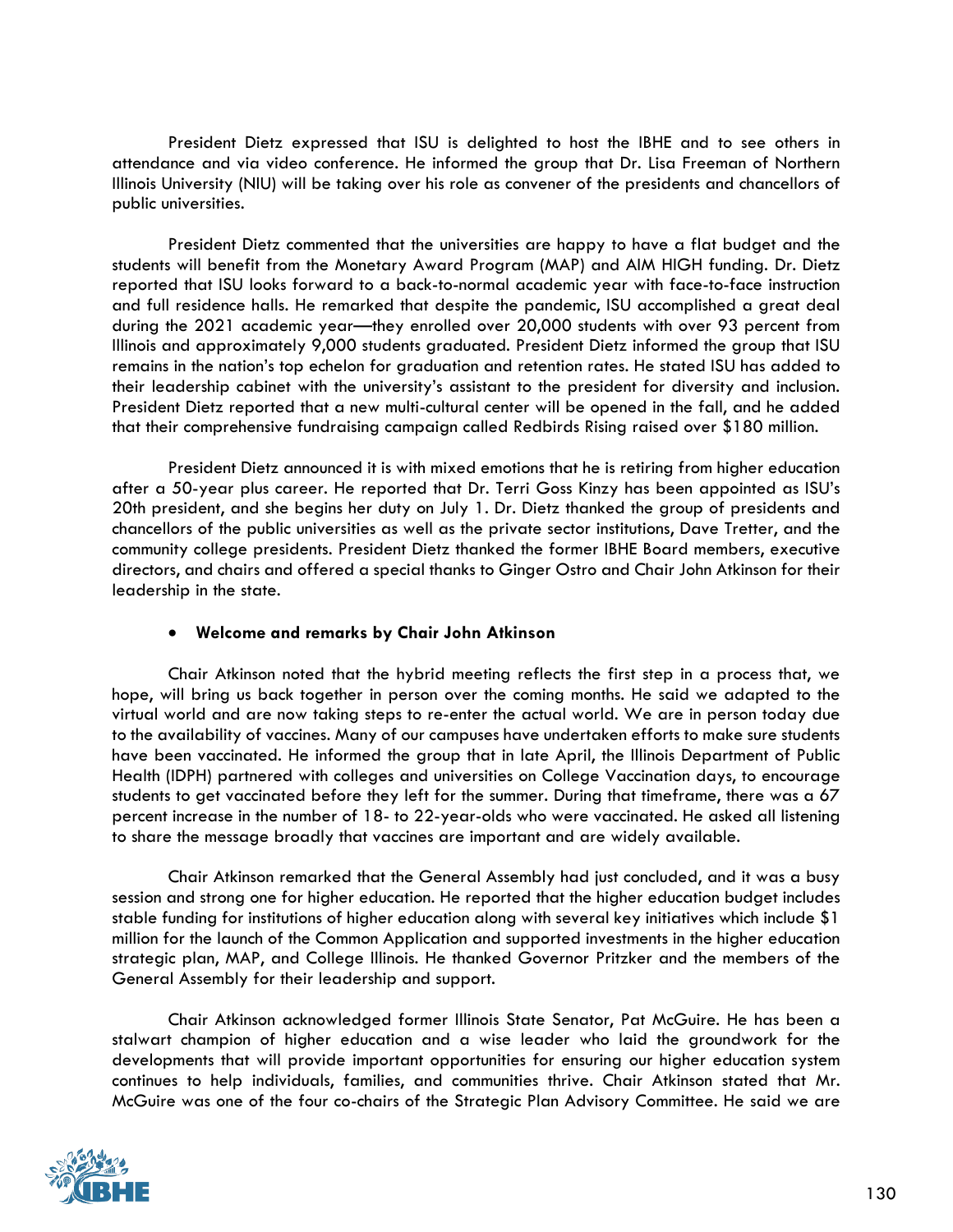President Dietz expressed that ISU is delighted to host the IBHE and to see others in attendance and via video conference. He informed the group that Dr. Lisa Freeman of Northern Illinois University (NIU) will be taking over his role as convener of the presidents and chancellors of public universities.

President Dietz commented that the universities are happy to have a flat budget and the students will benefit from the Monetary Award Program (MAP) and AIM HIGH funding. Dr. Dietz reported that ISU looks forward to a back-to-normal academic year with face-to-face instruction and full residence halls. He remarked that despite the pandemic, ISU accomplished a great deal during the 2021 academic year—they enrolled over 20,000 students with over 93 percent from Illinois and approximately 9,000 students graduated. President Dietz informed the group that ISU remains in the nation's top echelon for graduation and retention rates. He stated ISU has added to their leadership cabinet with the university's assistant to the president for diversity and inclusion. President Dietz reported that a new multi-cultural center will be opened in the fall, and he added that their comprehensive fundraising campaign called Redbirds Rising raised over $180 million.

President Dietz announced it is with mixed emotions that he is retiring from higher education after a 50-year plus career. He reported that Dr. Terri Goss Kinzy has been appointed as ISU's 20th president, and she begins her duty on July 1. Dr. Dietz thanked the group of presidents and chancellors of the public universities as well as the private sector institutions, Dave Tretter, and the community college presidents. President Dietz thanked the former IBHE Board members, executive directors, and chairs and offered a special thanks to Ginger Ostro and Chair John Atkinson for their leadership in the state.

- **Welcome and remarks by Chair John Atkinson**

Chair Atkinson noted that the hybrid meeting reflects the first step in a process that, we hope, will bring us back together in person over the coming months. He said we adapted to the virtual world and are now taking steps to re-enter the actual world. We are in person today due to the availability of vaccines. Many of our campuses have undertaken efforts to make sure students have been vaccinated. He informed the group that in late April, the Illinois Department of Public Health (IDPH) partnered with colleges and universities on College Vaccination days, to encourage students to get vaccinated before they left for the summer. During that timeframe, there was a 67 percent increase in the number of 18- to 22-year-olds who were vaccinated. He asked all listening to share the message broadly that vaccines are important and are widely available.

Chair Atkinson remarked that the General Assembly had just concluded, and it was a busy session and strong one for higher education. He reported that the higher education budget includes stable funding for institutions of higher education along with several key initiatives which include $1 million for the launch of the Common Application and supported investments in the higher education strategic plan, MAP, and College Illinois. He thanked Governor Pritzker and the members of the General Assembly for their leadership and support.

Chair Atkinson acknowledged former Illinois State Senator, Pat McGuire. He has been a stalwart champion of higher education and a wise leader who laid the groundwork for the developments that will provide important opportunities for ensuring our higher education system continues to help individuals, families, and communities thrive. Chair Atkinson stated that Mr. McGuire was one of the four co-chairs of the Strategic Plan Advisory Committee. He said we are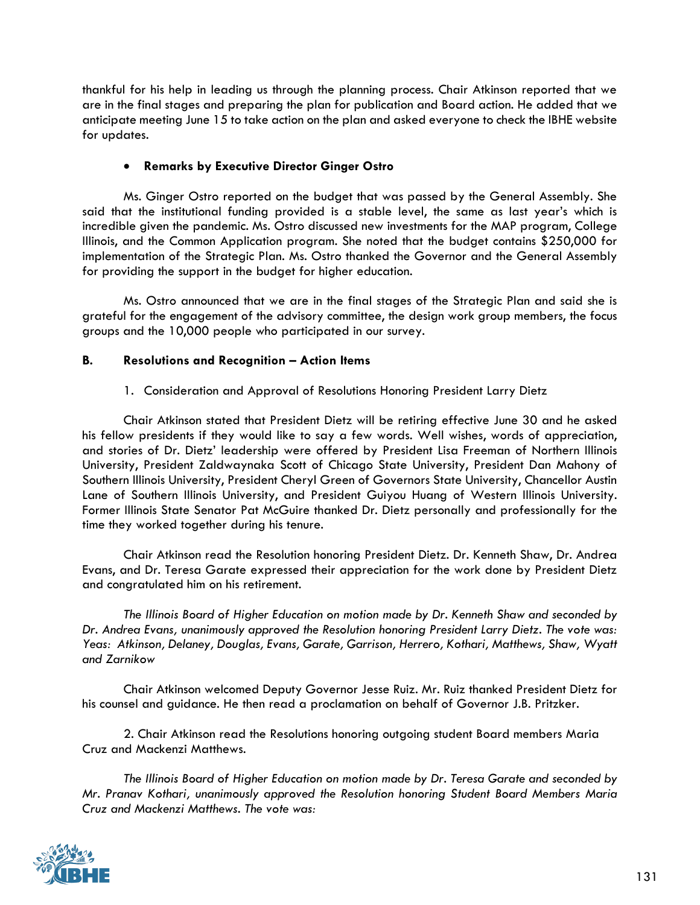thankful for his help in leading us through the planning process. Chair Atkinson reported that we are in the final stages and preparing the plan for publication and Board action. He added that we anticipate meeting June 15 to take action on the plan and asked everyone to check the IBHE website for updates.

- **Remarks by Executive Director Ginger Ostro**

Ms. Ginger Ostro reported on the budget that was passed by the General Assembly. She said that the institutional funding provided is a stable level, the same as last year's which is incredible given the pandemic. Ms. Ostro discussed new investments for the MAP program, College Illinois, and the Common Application program. She noted that the budget contains $250,000 for implementation of the Strategic Plan. Ms. Ostro thanked the Governor and the General Assembly for providing the support in the budget for higher education.

Ms. Ostro announced that we are in the final stages of the Strategic Plan and said she is grateful for the engagement of the advisory committee, the design work group members, the focus groups and the 10,000 people who participated in our survey.

**B. Resolutions and Recognition – Action Items**

1. Consideration and Approval of Resolutions Honoring President Larry Dietz

Chair Atkinson stated that President Dietz will be retiring effective June 30 and he asked his fellow presidents if they would like to say a few words. Well wishes, words of appreciation, and stories of Dr. Dietz' leadership were offered by President Lisa Freeman of Northern Illinois University, President Zaldwaynaka Scott of Chicago State University, President Dan Mahony of Southern Illinois University, President Cheryl Green of Governors State University, Chancellor Austin Lane of Southern Illinois University, and President Guiyou Huang of Western Illinois University. Former Illinois State Senator Pat McGuire thanked Dr. Dietz personally and professionally for the time they worked together during his tenure.

Chair Atkinson read the Resolution honoring President Dietz. Dr. Kenneth Shaw, Dr. Andrea Evans, and Dr. Teresa Garate expressed their appreciation for the work done by President Dietz and congratulated him on his retirement.

*The Illinois Board of Higher Education on motion made by Dr. Kenneth Shaw and seconded by Dr. Andrea Evans, unanimously approved the Resolution honoring President Larry Dietz. The vote was: Yeas: Atkinson, Delaney, Douglas, Evans, Garate, Garrison, Herrero, Kothari, Matthews, Shaw, Wyatt and Zarnikow*

Chair Atkinson welcomed Deputy Governor Jesse Ruiz. Mr. Ruiz thanked President Dietz for his counsel and guidance. He then read a proclamation on behalf of Governor J.B. Pritzker.

2. Chair Atkinson read the Resolutions honoring outgoing student Board members Maria Cruz and Mackenzi Matthews.

*The Illinois Board of Higher Education on motion made by Dr. Teresa Garate and seconded by Mr. Pranav Kothari, unanimously approved the Resolution honoring Student Board Members Maria Cruz and Mackenzi Matthews. The vote was:*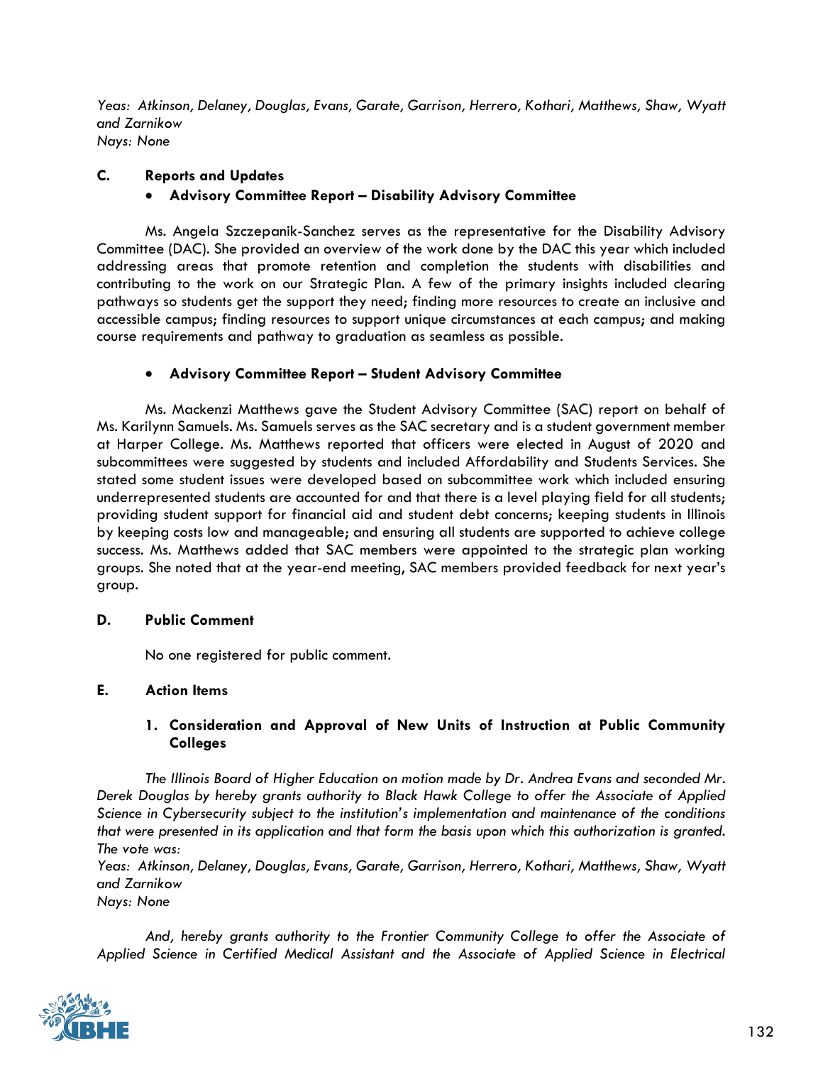*Yeas: Atkinson, Delaney, Douglas, Evans, Garate, Garrison, Herrero, Kothari, Matthews, Shaw, Wyatt and Zarnikow*
*Nays: None*

**C. Reports and Updates**

- **Advisory Committee Report – Disability Advisory Committee**

Ms. Angela Szczepanik-Sanchez serves as the representative for the Disability Advisory Committee (DAC). She provided an overview of the work done by the DAC this year which included addressing areas that promote retention and completion the students with disabilities and contributing to the work on our Strategic Plan. A few of the primary insights included clearing pathways so students get the support they need; finding more resources to create an inclusive and accessible campus; finding resources to support unique circumstances at each campus; and making course requirements and pathway to graduation as seamless as possible.

- **Advisory Committee Report – Student Advisory Committee**

Ms. Mackenzi Matthews gave the Student Advisory Committee (SAC) report on behalf of Ms. Karilynn Samuels. Ms. Samuels serves as the SAC secretary and is a student government member at Harper College. Ms. Matthews reported that officers were elected in August of 2020 and subcommittees were suggested by students and included Affordability and Students Services. She stated some student issues were developed based on subcommittee work which included ensuring underrepresented students are accounted for and that there is a level playing field for all students; providing student support for financial aid and student debt concerns; keeping students in Illinois by keeping costs low and manageable; and ensuring all students are supported to achieve college success. Ms. Matthews added that SAC members were appointed to the strategic plan working groups. She noted that at the year-end meeting, SAC members provided feedback for next year's group.

**D. Public Comment**

No one registered for public comment.

**E. Action Items**

**1. Consideration and Approval of New Units of Instruction at Public Community Colleges**

*The Illinois Board of Higher Education on motion made by Dr. Andrea Evans and seconded Mr. Derek Douglas by hereby grants authority to Black Hawk College to offer the Associate of Applied Science in Cybersecurity subject to the institution's implementation and maintenance of the conditions that were presented in its application and that form the basis upon which this authorization is granted. The vote was:*
*Yeas: Atkinson, Delaney, Douglas, Evans, Garate, Garrison, Herrero, Kothari, Matthews, Shaw, Wyatt and Zarnikow*
*Nays: None*

*And, hereby grants authority to the Frontier Community College to offer the Associate of Applied Science in Certified Medical Assistant and the Associate of Applied Science in Electrical*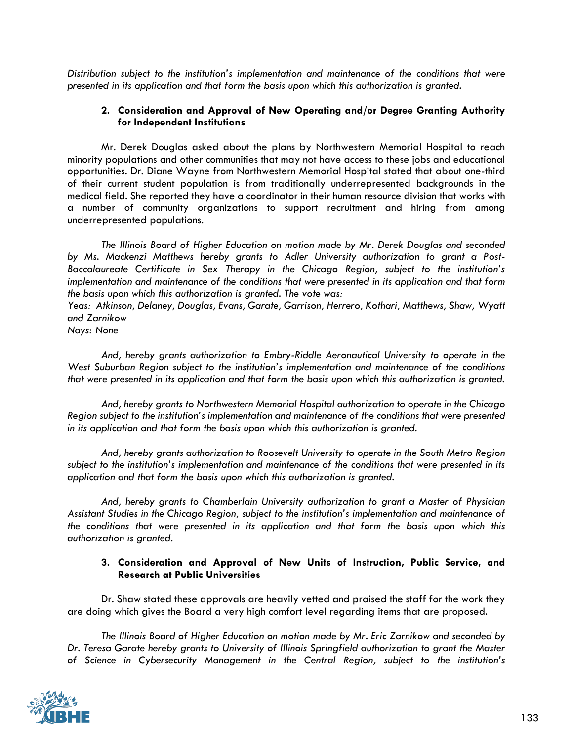*Distribution subject to the institution's implementation and maintenance of the conditions that were presented in its application and that form the basis upon which this authorization is granted.*

2. **Consideration and Approval of New Operating and/or Degree Granting Authority for Independent Institutions**

Mr. Derek Douglas asked about the plans by Northwestern Memorial Hospital to reach minority populations and other communities that may not have access to these jobs and educational opportunities. Dr. Diane Wayne from Northwestern Memorial Hospital stated that about one-third of their current student population is from traditionally underrepresented backgrounds in the medical field. She reported they have a coordinator in their human resource division that works with a number of community organizations to support recruitment and hiring from among underrepresented populations.

*The Illinois Board of Higher Education on motion made by Mr. Derek Douglas and seconded by Ms. Mackenzi Matthews hereby grants to Adler University authorization to grant a Post-Baccalaureate Certificate in Sex Therapy in the Chicago Region, subject to the institution's implementation and maintenance of the conditions that were presented in its application and that form the basis upon which this authorization is granted. The vote was:*
*Yeas: Atkinson, Delaney, Douglas, Evans, Garate, Garrison, Herrero, Kothari, Matthews, Shaw, Wyatt and Zarnikow*
*Nays: None*

*And, hereby grants authorization to Embry-Riddle Aeronautical University to operate in the West Suburban Region subject to the institution's implementation and maintenance of the conditions that were presented in its application and that form the basis upon which this authorization is granted.*

*And, hereby grants to Northwestern Memorial Hospital authorization to operate in the Chicago Region subject to the institution's implementation and maintenance of the conditions that were presented in its application and that form the basis upon which this authorization is granted.*

*And, hereby grants authorization to Roosevelt University to operate in the South Metro Region subject to the institution's implementation and maintenance of the conditions that were presented in its application and that form the basis upon which this authorization is granted.*

*And, hereby grants to Chamberlain University authorization to grant a Master of Physician Assistant Studies in the Chicago Region, subject to the institution's implementation and maintenance of the conditions that were presented in its application and that form the basis upon which this authorization is granted.*

3. **Consideration and Approval of New Units of Instruction, Public Service, and Research at Public Universities**

Dr. Shaw stated these approvals are heavily vetted and praised the staff for the work they are doing which gives the Board a very high comfort level regarding items that are proposed.

*The Illinois Board of Higher Education on motion made by Mr. Eric Zarnikow and seconded by Dr. Teresa Garate hereby grants to University of Illinois Springfield authorization to grant the Master of Science in Cybersecurity Management in the Central Region, subject to the institution's*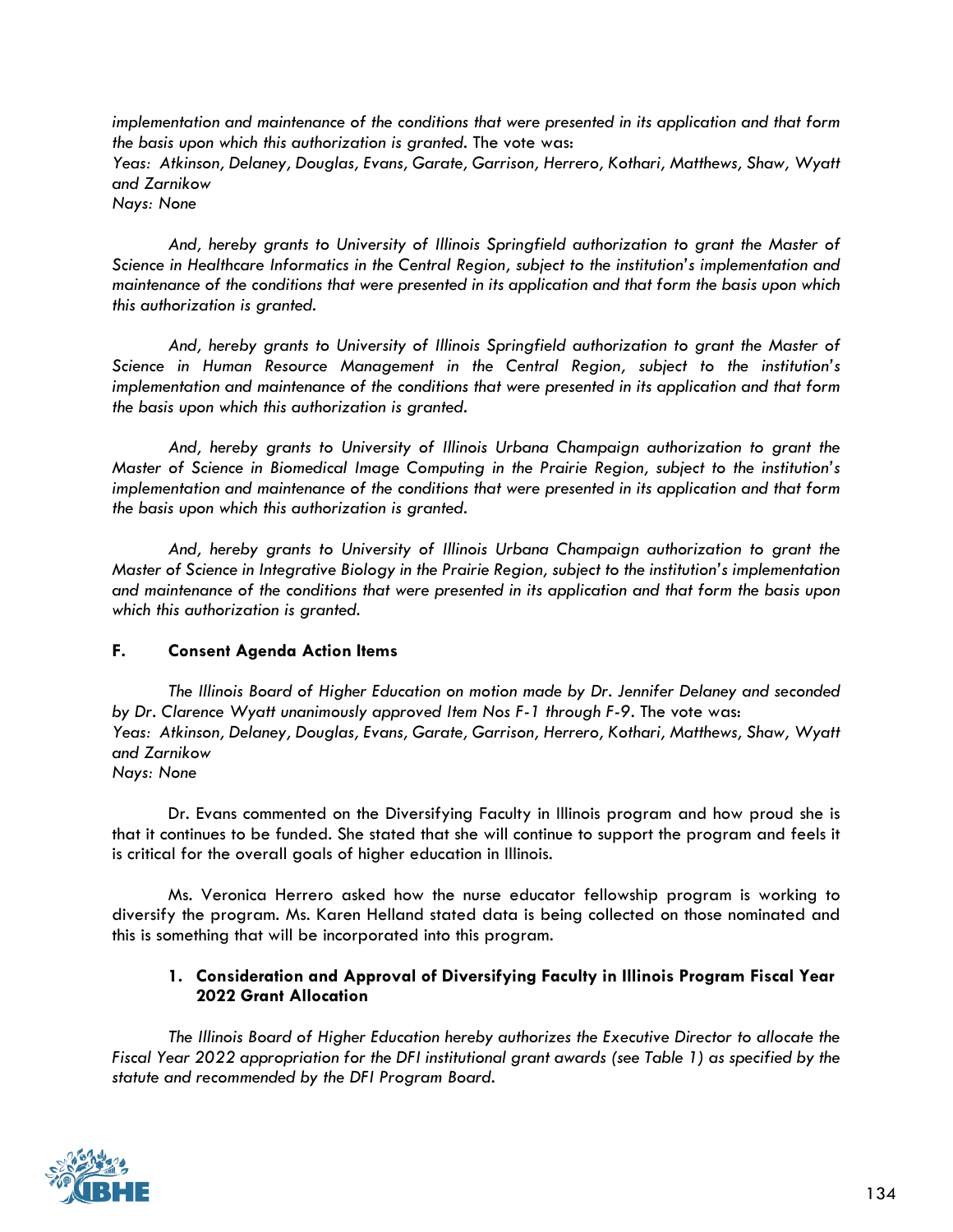*implementation and maintenance of the conditions that were presented in its application and that form the basis upon which this authorization is granted.* The vote was:
*Yeas: Atkinson, Delaney, Douglas, Evans, Garate, Garrison, Herrero, Kothari, Matthews, Shaw, Wyatt and Zarnikow*
*Nays: None*

*And, hereby grants to University of Illinois Springfield authorization to grant the Master of Science in Healthcare Informatics in the Central Region, subject to the institution's implementation and maintenance of the conditions that were presented in its application and that form the basis upon which this authorization is granted.*

*And, hereby grants to University of Illinois Springfield authorization to grant the Master of Science in Human Resource Management in the Central Region, subject to the institution's implementation and maintenance of the conditions that were presented in its application and that form the basis upon which this authorization is granted.*

*And, hereby grants to University of Illinois Urbana Champaign authorization to grant the Master of Science in Biomedical Image Computing in the Prairie Region, subject to the institution's implementation and maintenance of the conditions that were presented in its application and that form the basis upon which this authorization is granted.*

*And, hereby grants to University of Illinois Urbana Champaign authorization to grant the Master of Science in Integrative Biology in the Prairie Region, subject to the institution's implementation and maintenance of the conditions that were presented in its application and that form the basis upon which this authorization is granted.*

### F. Consent Agenda Action Items

*The Illinois Board of Higher Education on motion made by Dr. Jennifer Delaney and seconded by Dr. Clarence Wyatt unanimously approved Item Nos F-1 through F-9.* The vote was:
*Yeas: Atkinson, Delaney, Douglas, Evans, Garate, Garrison, Herrero, Kothari, Matthews, Shaw, Wyatt and Zarnikow*
*Nays: None*

Dr. Evans commented on the Diversifying Faculty in Illinois program and how proud she is that it continues to be funded. She stated that she will continue to support the program and feels it is critical for the overall goals of higher education in Illinois.

Ms. Veronica Herrero asked how the nurse educator fellowship program is working to diversify the program. Ms. Karen Helland stated data is being collected on those nominated and this is something that will be incorporated into this program.

#### 1. Consideration and Approval of Diversifying Faculty in Illinois Program Fiscal Year 2022 Grant Allocation

*The Illinois Board of Higher Education hereby authorizes the Executive Director to allocate the Fiscal Year 2022 appropriation for the DFI institutional grant awards (see Table 1) as specified by the statute and recommended by the DFI Program Board.*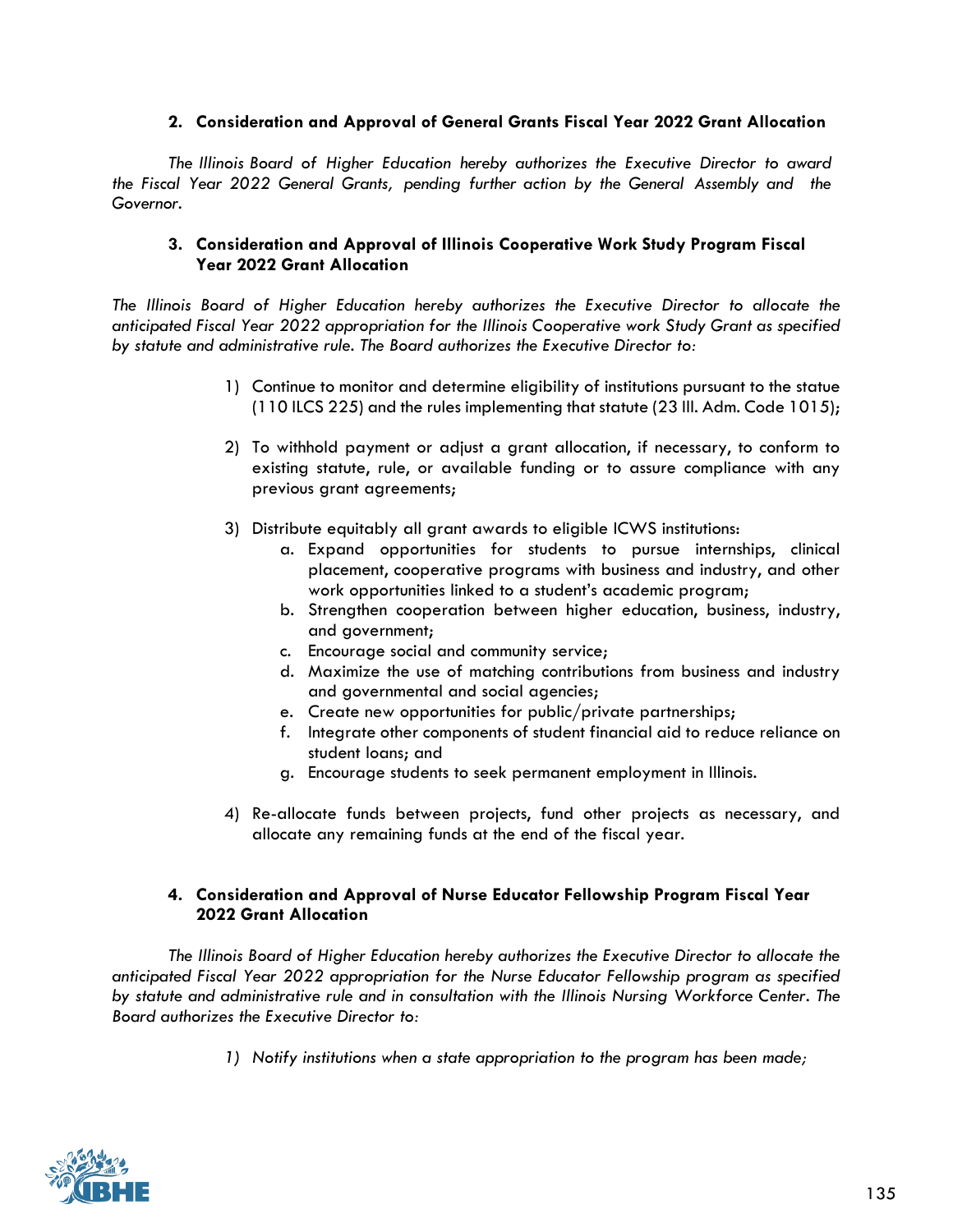**2. Consideration and Approval of General Grants Fiscal Year 2022 Grant Allocation**

*The Illinois Board of Higher Education hereby authorizes the Executive Director to award the Fiscal Year 2022 General Grants, pending further action by the General Assembly and the Governor.*

**3. Consideration and Approval of Illinois Cooperative Work Study Program Fiscal Year 2022 Grant Allocation**

*The Illinois Board of Higher Education hereby authorizes the Executive Director to allocate the anticipated Fiscal Year 2022 appropriation for the Illinois Cooperative work Study Grant as specified by statute and administrative rule. The Board authorizes the Executive Director to:*

1) Continue to monitor and determine eligibility of institutions pursuant to the statue (110 ILCS 225) and the rules implementing that statute (23 Ill. Adm. Code 1015);

2) To withhold payment or adjust a grant allocation, if necessary, to conform to existing statute, rule, or available funding or to assure compliance with any previous grant agreements;

3) Distribute equitably all grant awards to eligible ICWS institutions:
   a. Expand opportunities for students to pursue internships, clinical placement, cooperative programs with business and industry, and other work opportunities linked to a student's academic program;
   b. Strengthen cooperation between higher education, business, industry, and government;
   c. Encourage social and community service;
   d. Maximize the use of matching contributions from business and industry and governmental and social agencies;
   e. Create new opportunities for public/private partnerships;
   f. Integrate other components of student financial aid to reduce reliance on student loans; and
   g. Encourage students to seek permanent employment in Illinois.

4) Re-allocate funds between projects, fund other projects as necessary, and allocate any remaining funds at the end of the fiscal year.

**4. Consideration and Approval of Nurse Educator Fellowship Program Fiscal Year 2022 Grant Allocation**

*The Illinois Board of Higher Education hereby authorizes the Executive Director to allocate the anticipated Fiscal Year 2022 appropriation for the Nurse Educator Fellowship program as specified by statute and administrative rule and in consultation with the Illinois Nursing Workforce Center. The Board authorizes the Executive Director to:*

*1) Notify institutions when a state appropriation to the program has been made;*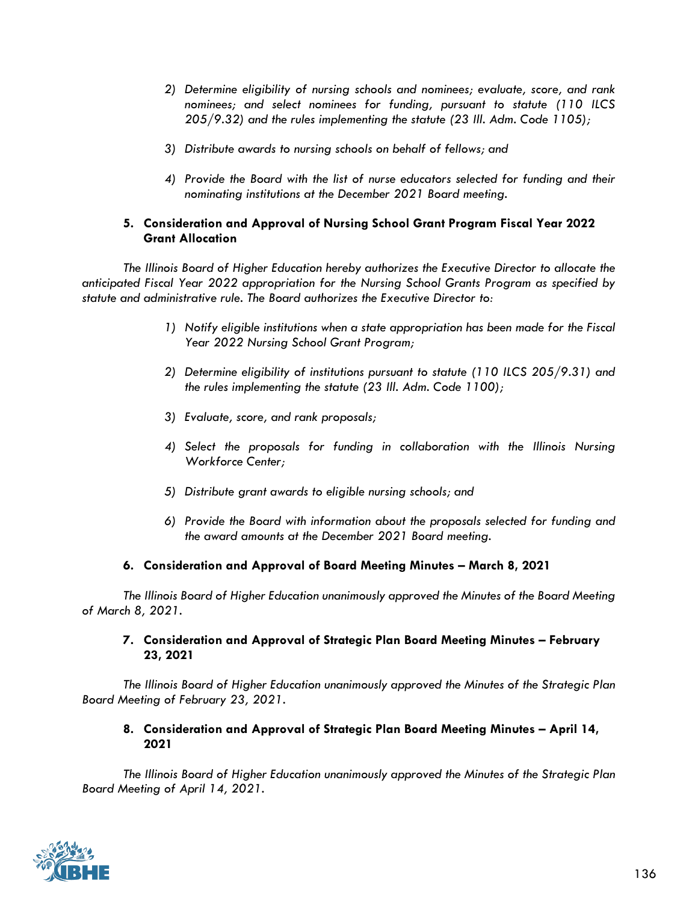*2) Determine eligibility of nursing schools and nominees; evaluate, score, and rank nominees; and select nominees for funding, pursuant to statute (110 ILCS 205/9.32) and the rules implementing the statute (23 Ill. Adm. Code 1105);*

*3) Distribute awards to nursing schools on behalf of fellows; and*

*4) Provide the Board with the list of nurse educators selected for funding and their nominating institutions at the December 2021 Board meeting.*

**5. Consideration and Approval of Nursing School Grant Program Fiscal Year 2022 Grant Allocation**

*The Illinois Board of Higher Education hereby authorizes the Executive Director to allocate the anticipated Fiscal Year 2022 appropriation for the Nursing School Grants Program as specified by statute and administrative rule. The Board authorizes the Executive Director to:*

*1) Notify eligible institutions when a state appropriation has been made for the Fiscal Year 2022 Nursing School Grant Program;*

*2) Determine eligibility of institutions pursuant to statute (110 ILCS 205/9.31) and the rules implementing the statute (23 Ill. Adm. Code 1100);*

*3) Evaluate, score, and rank proposals;*

*4) Select the proposals for funding in collaboration with the Illinois Nursing Workforce Center;*

*5) Distribute grant awards to eligible nursing schools; and*

*6) Provide the Board with information about the proposals selected for funding and the award amounts at the December 2021 Board meeting.*

**6. Consideration and Approval of Board Meeting Minutes – March 8, 2021**

*The Illinois Board of Higher Education unanimously approved the Minutes of the Board Meeting of March 8, 2021.*

**7. Consideration and Approval of Strategic Plan Board Meeting Minutes – February 23, 2021**

*The Illinois Board of Higher Education unanimously approved the Minutes of the Strategic Plan Board Meeting of February 23, 2021.*

**8. Consideration and Approval of Strategic Plan Board Meeting Minutes – April 14, 2021**

*The Illinois Board of Higher Education unanimously approved the Minutes of the Strategic Plan Board Meeting of April 14, 2021.*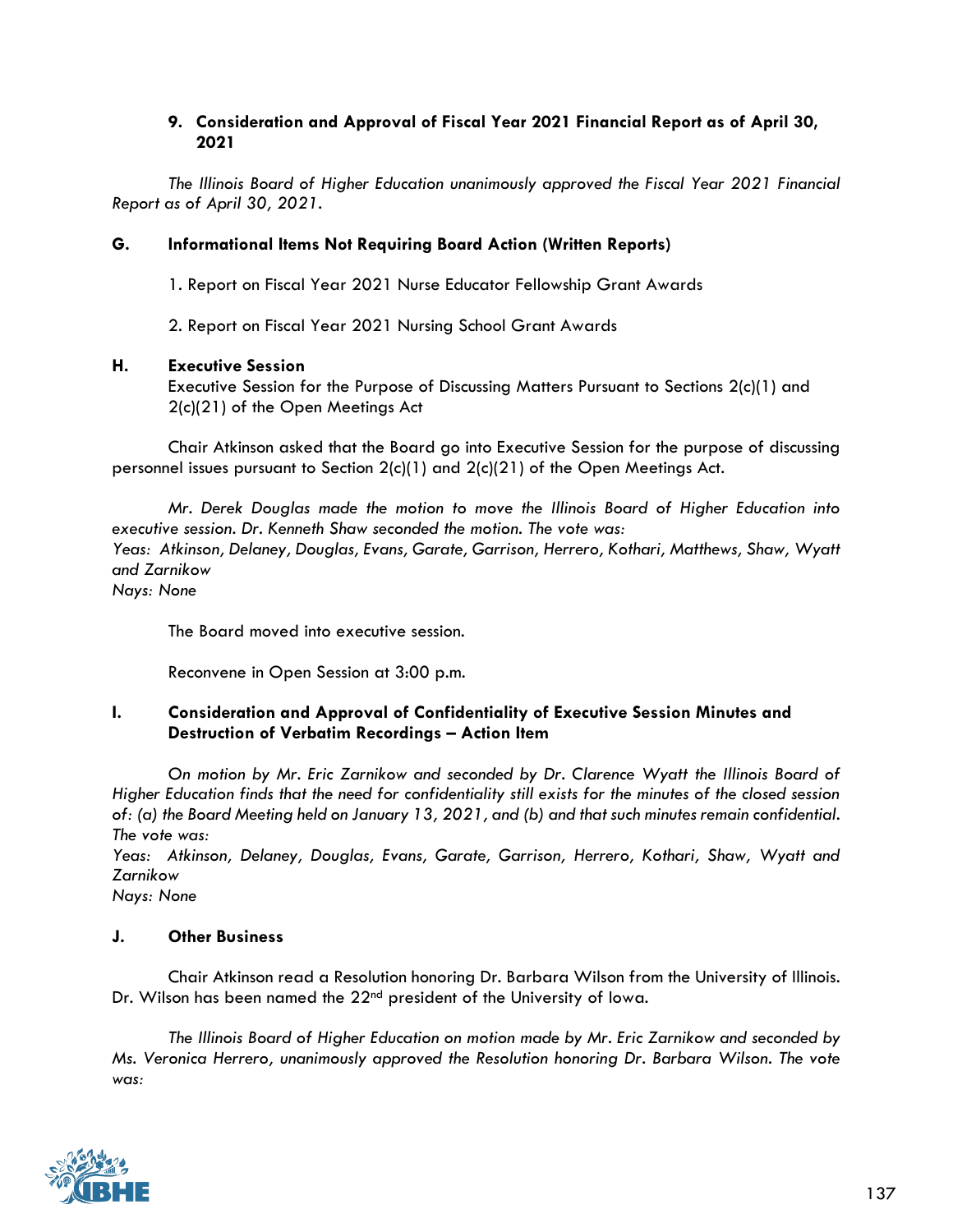9. **Consideration and Approval of Fiscal Year 2021 Financial Report as of April 30, 2021**

*The Illinois Board of Higher Education unanimously approved the Fiscal Year 2021 Financial Report as of April 30, 2021.*

**G. Informational Items Not Requiring Board Action (Written Reports)**

1. Report on Fiscal Year 2021 Nurse Educator Fellowship Grant Awards

2. Report on Fiscal Year 2021 Nursing School Grant Awards

**H. Executive Session**

Executive Session for the Purpose of Discussing Matters Pursuant to Sections 2(c)(1) and 2(c)(21) of the Open Meetings Act

Chair Atkinson asked that the Board go into Executive Session for the purpose of discussing personnel issues pursuant to Section 2(c)(1) and 2(c)(21) of the Open Meetings Act.

*Mr. Derek Douglas made the motion to move the Illinois Board of Higher Education into executive session. Dr. Kenneth Shaw seconded the motion. The vote was:*
*Yeas: Atkinson, Delaney, Douglas, Evans, Garate, Garrison, Herrero, Kothari, Matthews, Shaw, Wyatt and Zarnikow*
*Nays: None*

The Board moved into executive session.

Reconvene in Open Session at 3:00 p.m.

**I. Consideration and Approval of Confidentiality of Executive Session Minutes and Destruction of Verbatim Recordings – Action Item**

*On motion by Mr. Eric Zarnikow and seconded by Dr. Clarence Wyatt the Illinois Board of Higher Education finds that the need for confidentiality still exists for the minutes of the closed session of: (a) the Board Meeting held on January 13, 2021, and (b) and that such minutes remain confidential. The vote was:*
*Yeas: Atkinson, Delaney, Douglas, Evans, Garate, Garrison, Herrero, Kothari, Shaw, Wyatt and Zarnikow*
*Nays: None*

**J. Other Business**

Chair Atkinson read a Resolution honoring Dr. Barbara Wilson from the University of Illinois. Dr. Wilson has been named the 22nd president of the University of Iowa.

*The Illinois Board of Higher Education on motion made by Mr. Eric Zarnikow and seconded by Ms. Veronica Herrero, unanimously approved the Resolution honoring Dr. Barbara Wilson. The vote was:*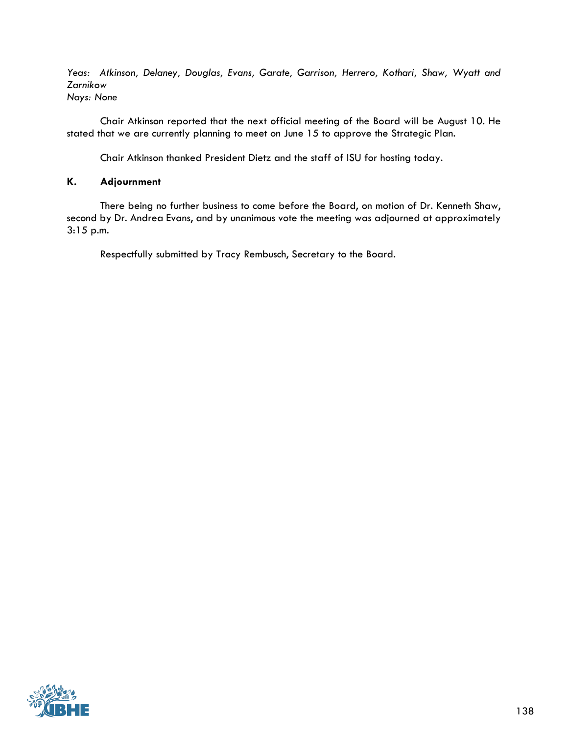*Yeas: Atkinson, Delaney, Douglas, Evans, Garate, Garrison, Herrero, Kothari, Shaw, Wyatt and Zarnikow*
*Nays: None*

Chair Atkinson reported that the next official meeting of the Board will be August 10. He stated that we are currently planning to meet on June 15 to approve the Strategic Plan.

Chair Atkinson thanked President Dietz and the staff of ISU for hosting today.

**K. Adjournment**

There being no further business to come before the Board, on motion of Dr. Kenneth Shaw, second by Dr. Andrea Evans, and by unanimous vote the meeting was adjourned at approximately 3:15 p.m.

Respectfully submitted by Tracy Rembusch, Secretary to the Board.